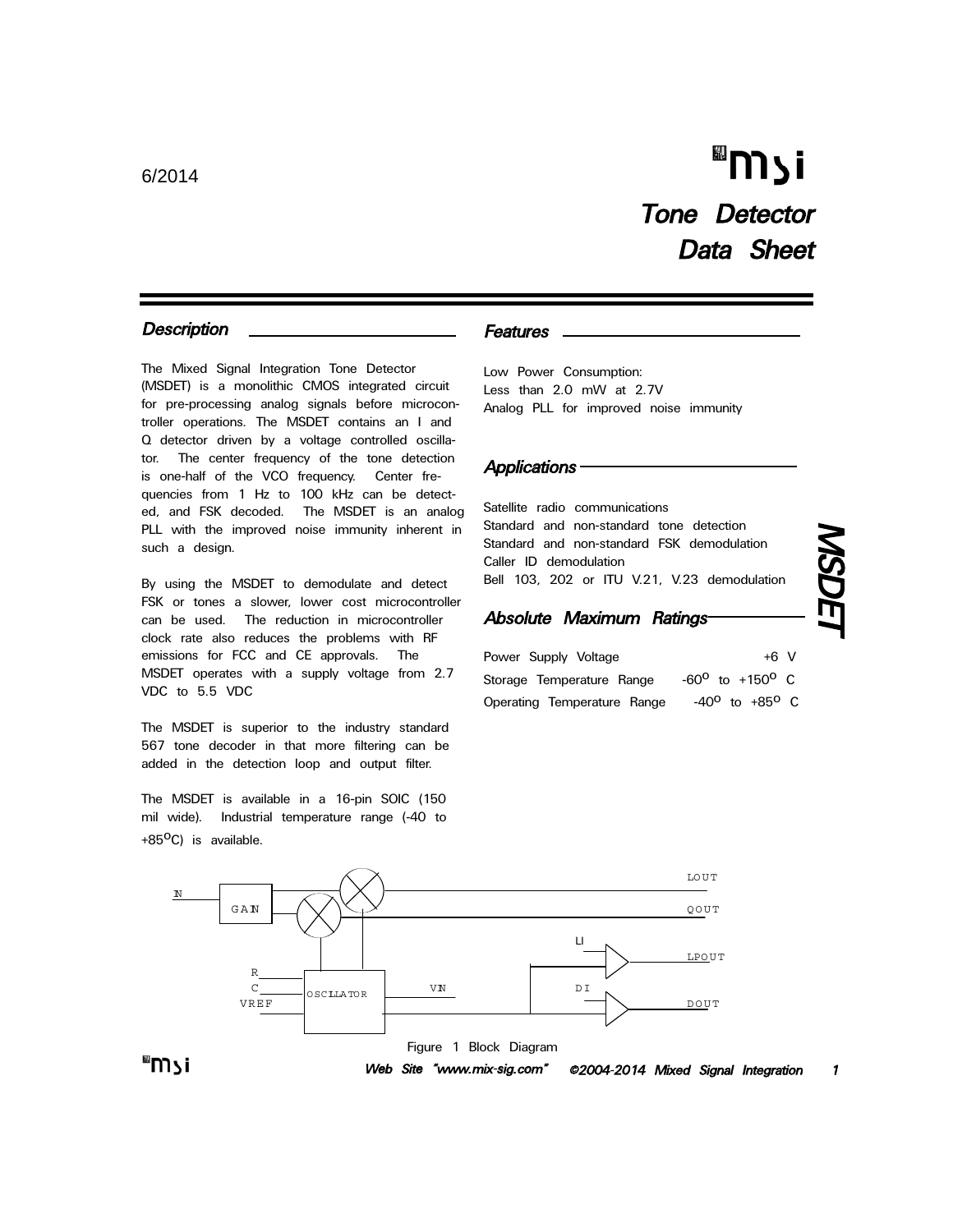6/2014

# Tone Detector Data Sheet

## MSDET

### Description

The Mixed Signal Integration Tone Detector (MSDET) is a monolithic CMOS integrated circuit for pre-processing analog signals before microcontroller operations. The MSDET contains an I and Q detector driven by a voltage controlled oscillator. The center frequency of the tone detection is one-half of the VCO frequency. Center frequencies from 1 Hz to 100 kHz can be detected, and FSK decoded. The MSDET is an analog PLL with the improved noise immunity inherent in such a design.

By using the MSDET to demodulate and detect FSK or tones a slower, lower cost microcontroller can be used. The reduction in microcontroller clock rate also reduces the problems with RF emissions for FCC and CE approvals. The MSDET operates with a supply voltage from 2.7 VDC to 5.5 VDC

The MSDET is superior to the industry standard 567 tone decoder in that more filtering can be added in the detection loop and output filter.

The MSDET is available in a 16-pin SOIC (150 mil wide). Industrial temperature range (-40 to +85°C) is available.

### Features

Low Power Consumption:
Less than 2.0 mW at 2.7V
Analog PLL for improved noise immunity

### Applications

Satellite radio communications
Standard and non-standard tone detection
Standard and non-standard FSK demodulation
Caller ID demodulation
Bell 103, 202 or ITU V.21, V.23 demodulation

### Absolute Maximum Ratings

| | |
|---|---|
| Power Supply Voltage | +6 V |
| Storage Temperature Range | -60° to +150° C |
| Operating Temperature Range | -40° to +85° C |

Figure 1 Block Diagram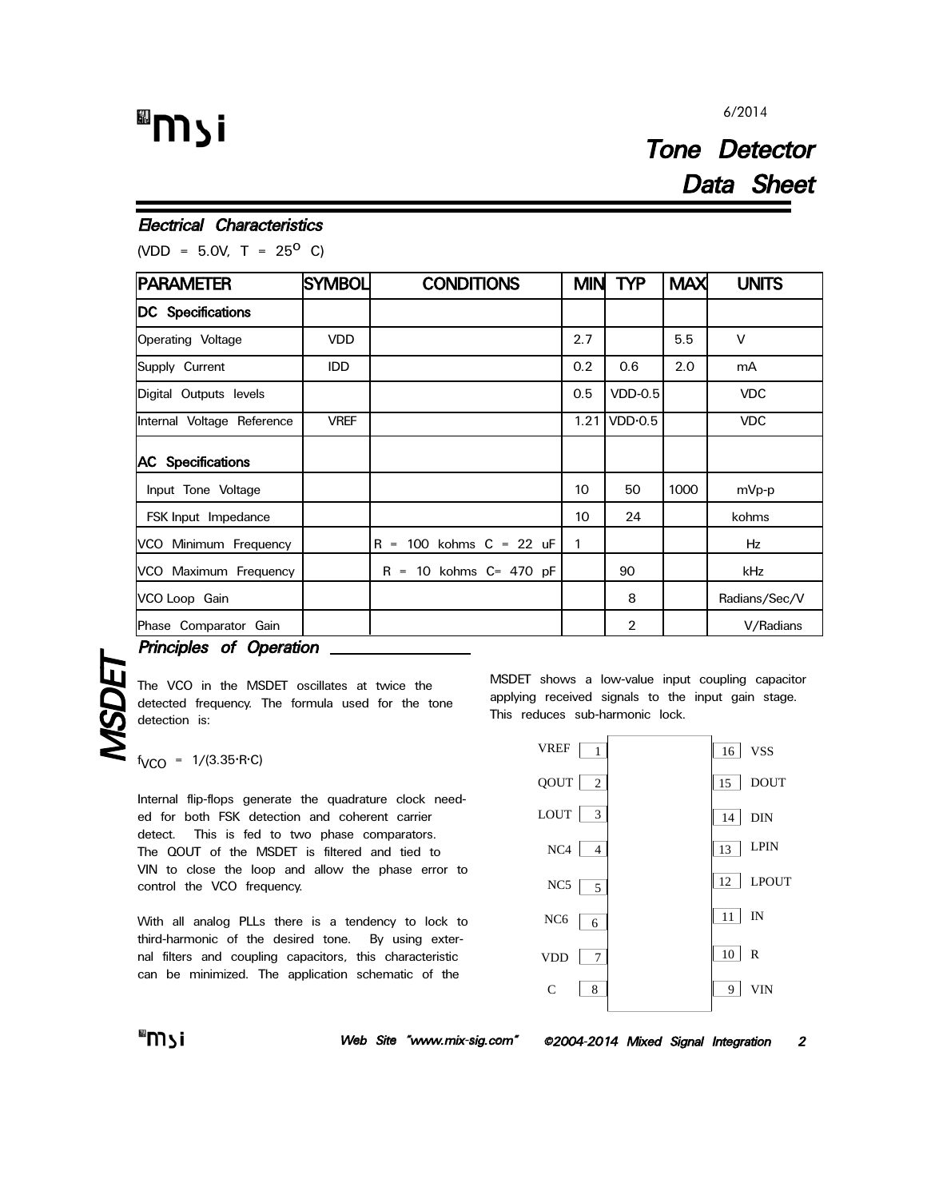# Tone Detector Data Sheet

6/2014

## Electrical Characteristics

(VDD = 5.0V, T = 25$^{o}$ C)

| PARAMETER | SYMBOL | CONDITIONS | MIN | TYP | MAX | UNITS |
|---|---|---|---|---|---|---|
| **DC Specifications** | | | | | | |
| Operating Voltage | VDD | | 2.7 | | 5.5 | V |
| Supply Current | IDD | | 0.2 | 0.6 | 2.0 | mA |
| Digital Outputs levels | | | 0.5 | VDD-0.5 | | VDC |
| Internal Voltage Reference | VREF | | 1.21 | VDD·0.5 | | VDC |
| **AC Specifications** | | | | | | |
| Input Tone Voltage | | | 10 | 50 | 1000 | mVp-p |
| FSK Input Impedance | | | 10 | 24 | | kohms |
| VCO Minimum Frequency | | R = 100 kohms C = 22 uF | 1 | | | Hz |
| VCO Maximum Frequency | | R = 10 kohms C= 470 pF | | 90 | | kHz |
| VCO Loop Gain | | | | 8 | | Radians/Sec/V |
| Phase Comparator Gain | | | | 2 | | V/Radians |

## Principles of Operation

The VCO in the MSDET oscillates at twice the detected frequency. The formula used for the tone detection is:

$f_{VCO} = 1/(3.35 \cdot R \cdot C)$

Internal flip-flops generate the quadrature clock needed for both FSK detection and coherent carrier detect. This is fed to two phase comparators. The QOUT of the MSDET is filtered and tied to VIN to close the loop and allow the phase error to control the VCO frequency.

With all analog PLLs there is a tendency to lock to third-harmonic of the desired tone. By using external filters and coupling capacitors, this characteristic can be minimized. The application schematic of the MSDET shows a low-value input coupling capacitor applying received signals to the input gain stage. This reduces sub-harmonic lock.

| Pin | Name | Pin | Name |
|---|---|---|---|
| 1 | VREF | 16 | VSS |
| 2 | QOUT | 15 | DOUT |
| 3 | LOUT | 14 | DIN |
| 4 | NC4 | 13 | LPIN |
| 5 | NC5 | 12 | LPOUT |
| 6 | NC6 | 11 | IN |
| 7 | VDD | 10 | R |
| 8 | C | 9 | VIN |

MSDET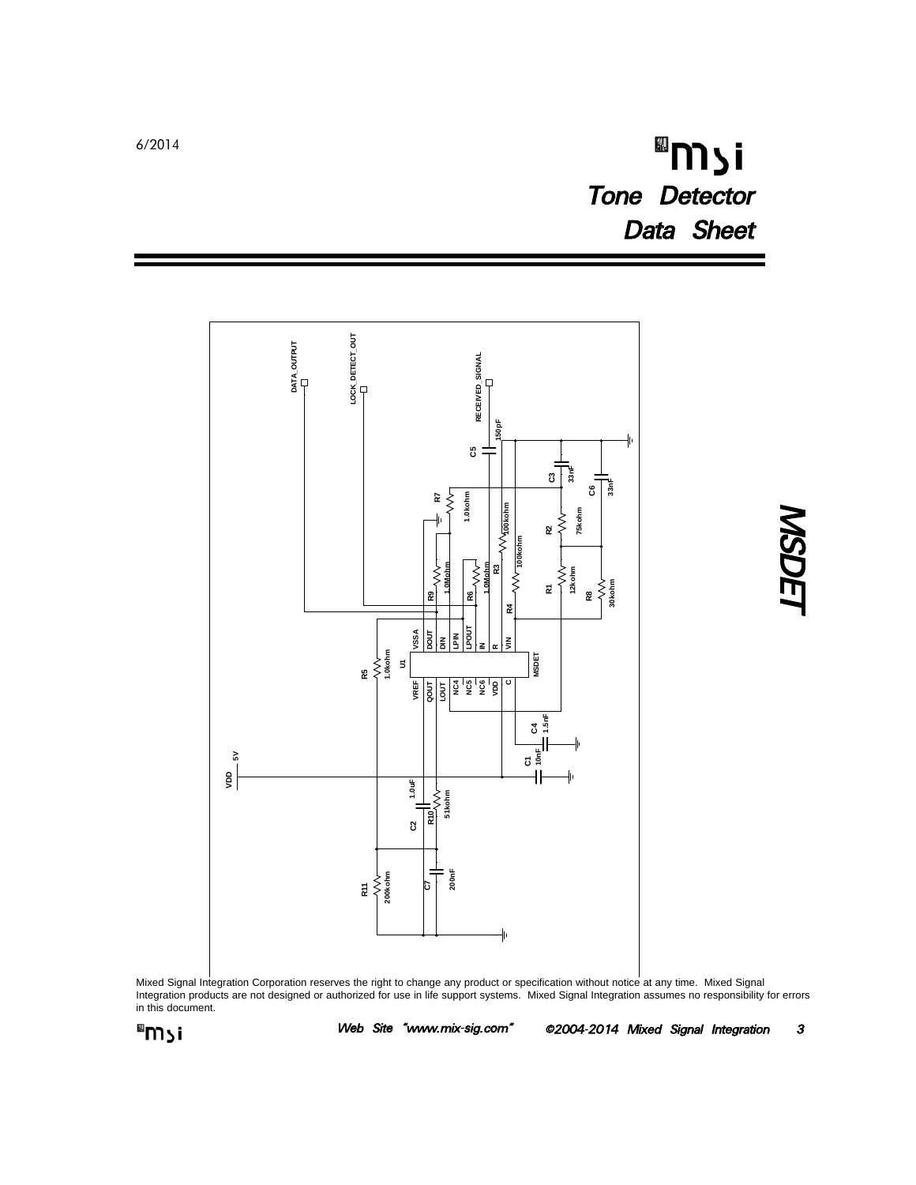Mixed Signal Integration Corporation reserves the right to change any product or specification without notice at any time. Mixed Signal Integration products are not designed or authorized for use in life support systems. Mixed Signal Integration assumes no responsibility for errors in this document.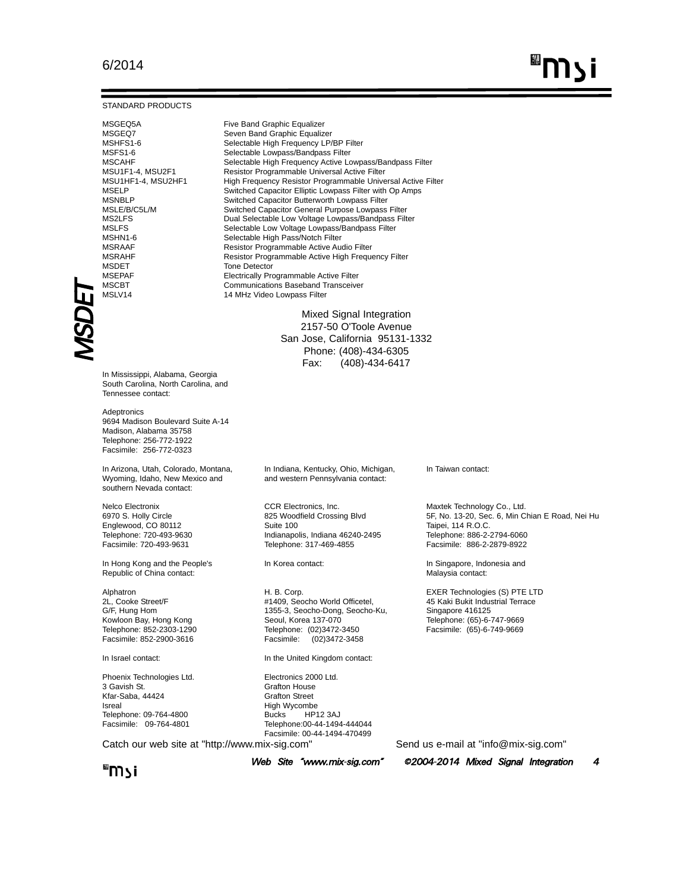STANDARD PRODUCTS

| | |
|---|---|
| MSGEQ5A | Five Band Graphic Equalizer |
| MSGEQ7 | Seven Band Graphic Equalizer |
| MSHFS1-6 | Selectable High Frequency LP/BP Filter |
| MSFS1-6 | Selectable Lowpass/Bandpass Filter |
| MSCAHF | Selectable High Frequency Active Lowpass/Bandpass Filter |
| MSU1F1-4, MSU2F1 | Resistor Programmable Universal Active Filter |
| MSU1HF1-4, MSU2HF1 | High Frequency Resistor Programmable Universal Active Filter |
| MSELP | Switched Capacitor Elliptic Lowpass Filter with Op Amps |
| MSNBLP | Switched Capacitor Butterworth Lowpass Filter |
| MSLE/B/C5L/M | Switched Capacitor General Purpose Lowpass Filter |
| MS2LFS | Dual Selectable Low Voltage Lowpass/Bandpass Filter |
| MSLFS | Selectable Low Voltage Lowpass/Bandpass Filter |
| MSHN1-6 | Selectable High Pass/Notch Filter |
| MSRAAF | Resistor Programmable Active Audio Filter |
| MSRAHF | Resistor Programmable Active High Frequency Filter |
| MSDET | Tone Detector |
| MSEPAF | Electrically Programmable Active Filter |
| MSCBT | Communications Baseband Transceiver |
| MSLV14 | 14 MHz Video Lowpass Filter |

Mixed Signal Integration
2157-50 O'Toole Avenue
San Jose, California 95131-1332
Phone: (408)-434-6305
Fax: (408)-434-6417

In Mississippi, Alabama, Georgia South Carolina, North Carolina, and Tennessee contact:

Adeptronics
9694 Madison Boulevard Suite A-14
Madison, Alabama 35758
Telephone: 256-772-1922
Facsimile: 256-772-0323

In Arizona, Utah, Colorado, Montana, Wyoming, Idaho, New Mexico and southern Nevada contact:

Nelco Electronix
6970 S. Holly Circle
Englewood, CO 80112
Telephone: 720-493-9630
Facsimile: 720-493-9631

In Indiana, Kentucky, Ohio, Michigan, and western Pennsylvania contact:

CCR Electronics, Inc.
825 Woodfield Crossing Blvd
Suite 100
Indianapolis, Indiana 46240-2495
Telephone: 317-469-4855

In Taiwan contact:

Maxtek Technology Co., Ltd.
5F, No. 13-20, Sec. 6, Min Chian E Road, Nei Hu
Taipei, 114 R.O.C.
Telephone: 886-2-2794-6060
Facsimile: 886-2-2879-8922

In Hong Kong and the People's Republic of China contact:

Alphatron
2L, Cooke Street/F
G/F, Hung Hom
Kowloon Bay, Hong Kong
Telephone: 852-2303-1290
Facsimile: 852-2900-3616

In Korea contact:

H. B. Corp.
#1409, Seocho World Officetel,
1355-3, Seocho-Dong, Seocho-Ku,
Seoul, Korea 137-070
Telephone: (02)3472-3450
Facsimile: (02)3472-3458

In Singapore, Indonesia and Malaysia contact:

EXER Technologies (S) PTE LTD
45 Kaki Bukit Industrial Terrace
Singapore 416125
Telephone: (65)-6-747-9669
Facsimile: (65)-6-749-9669

In Israel contact:

Phoenix Technologies Ltd.
3 Gavish St.
Kfar-Saba, 44424
Isreal
Telephone: 09-764-4800
Facsimile: 09-764-4801

In the United Kingdom contact:

Electronics 2000 Ltd.
Grafton House
Grafton Street
High Wycombe
Bucks HP12 3AJ
Telephone:00-44-1494-444044
Facsimile: 00-44-1494-470499

Catch our web site at "http://www.mix-sig.com"

Send us e-mail at "info@mix-sig.com"